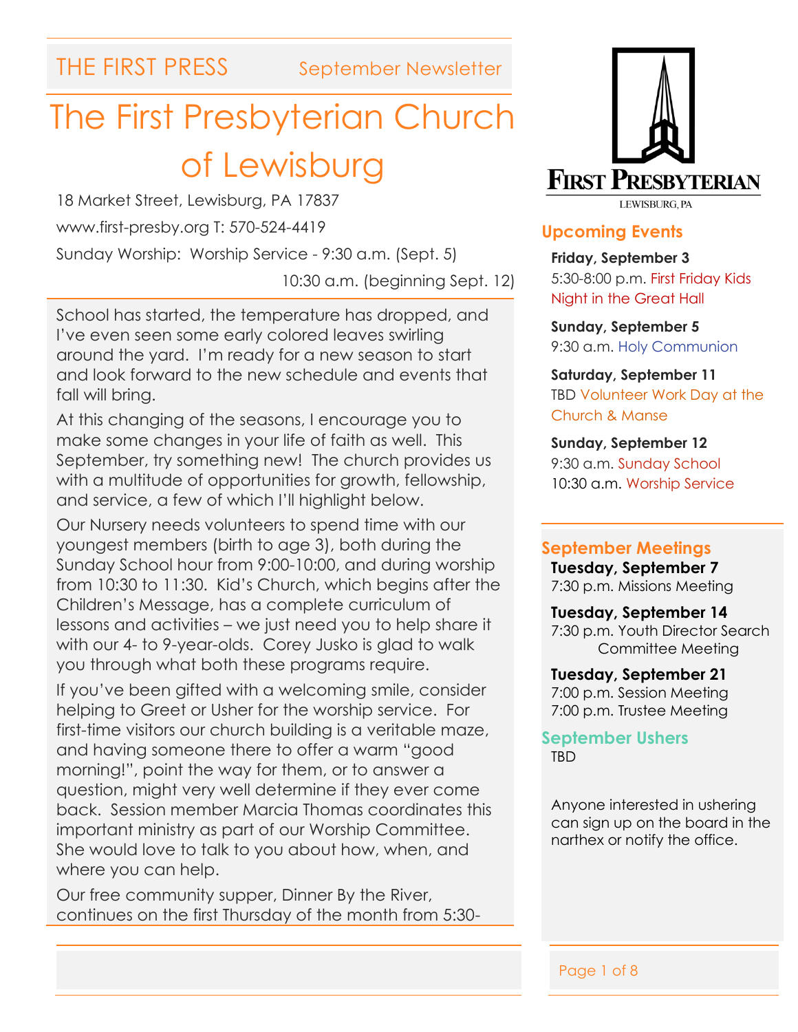THE FIRST PRESS September Newsletter

# The First Presbyterian Church of Lewisburg

18 Market Street, Lewisburg, PA 17837

www.first-presby.org T: 570-524-4419

Sunday Worship: Worship Service - 9:30 a.m. (Sept. 5)

10:30 a.m. (beginning Sept. 12)

School has started, the temperature has dropped, and I've even seen some early colored leaves swirling around the yard. I'm ready for a new season to start and look forward to the new schedule and events that fall will bring.

At this changing of the seasons, I encourage you to make some changes in your life of faith as well. This September, try something new! The church provides us with a multitude of opportunities for growth, fellowship, and service, a few of which I'll highlight below.

Our Nursery needs volunteers to spend time with our youngest members (birth to age 3), both during the Sunday School hour from 9:00-10:00, and during worship from 10:30 to 11:30. Kid's Church, which begins after the Children's Message, has a complete curriculum of lessons and activities – we just need you to help share it with our 4- to 9-year-olds. Corey Jusko is glad to walk you through what both these programs require.

If you've been gifted with a welcoming smile, consider helping to Greet or Usher for the worship service. For first-time visitors our church building is a veritable maze, and having someone there to offer a warm "good morning!", point the way for them, or to answer a question, might very well determine if they ever come back. Session member Marcia Thomas coordinates this important ministry as part of our Worship Committee. She would love to talk to you about how, when, and where you can help.

Our free community supper, Dinner By the River, continues on the first Thursday of the month from 5:30-

FIRST PRESBYTERIAN
LEWISBURG, PA

## Upcoming Events

**Friday, September 3**
5:30-8:00 p.m. First Friday Kids Night in the Great Hall

**Sunday, September 5**
9:30 a.m. Holy Communion

**Saturday, September 11**
TBD Volunteer Work Day at the Church & Manse

**Sunday, September 12**
9:30 a.m. Sunday School
10:30 a.m. Worship Service

## September Meetings

**Tuesday, September 7**
7:30 p.m. Missions Meeting

**Tuesday, September 14**
7:30 p.m. Youth Director Search Committee Meeting

**Tuesday, September 21**
7:00 p.m. Session Meeting
7:00 p.m. Trustee Meeting

## September Ushers

TBD

Anyone interested in ushering can sign up on the board in the narthex or notify the office.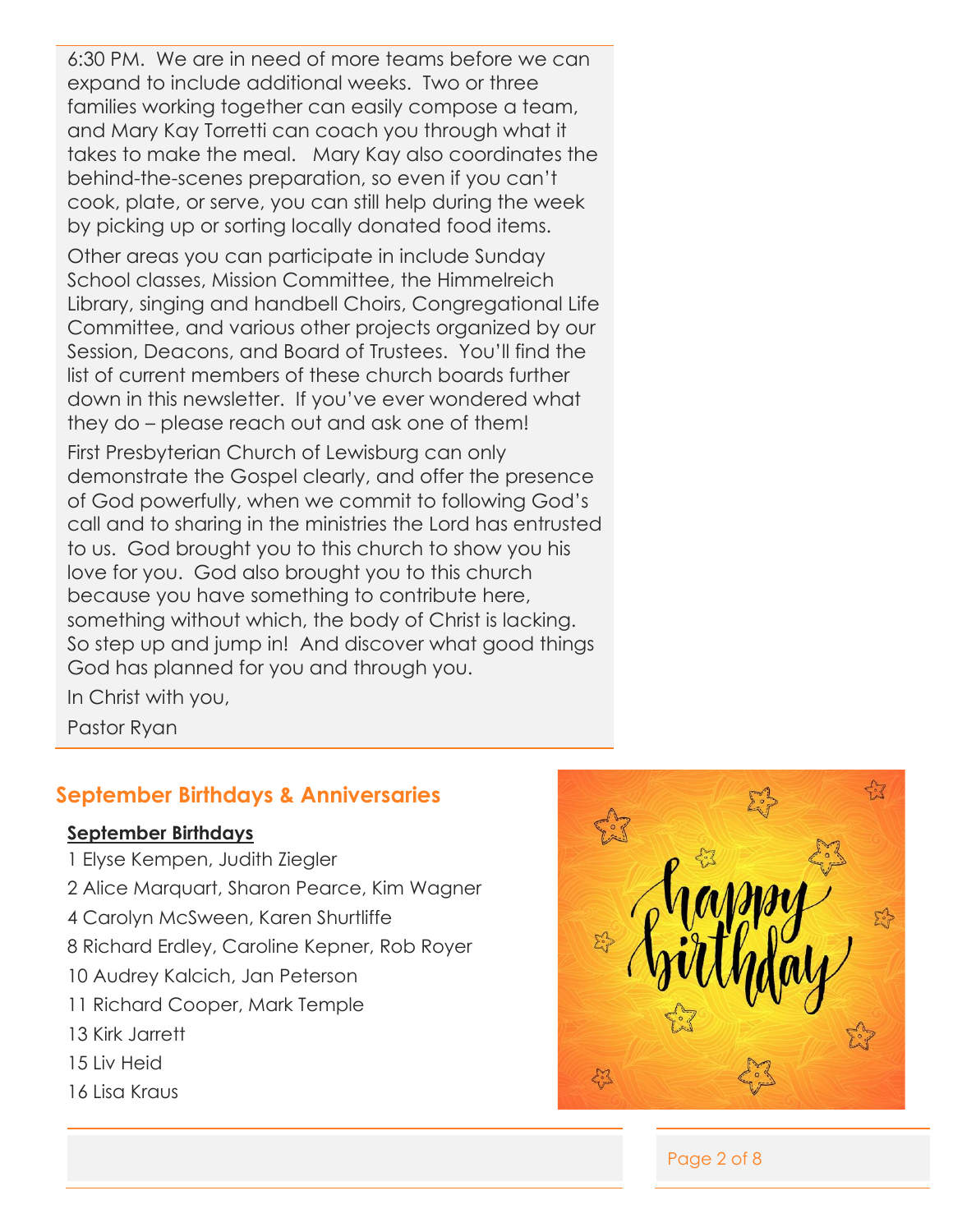6:30 PM. We are in need of more teams before we can expand to include additional weeks. Two or three families working together can easily compose a team, and Mary Kay Torretti can coach you through what it takes to make the meal. Mary Kay also coordinates the behind-the-scenes preparation, so even if you can't cook, plate, or serve, you can still help during the week by picking up or sorting locally donated food items.

Other areas you can participate in include Sunday School classes, Mission Committee, the Himmelreich Library, singing and handbell Choirs, Congregational Life Committee, and various other projects organized by our Session, Deacons, and Board of Trustees. You'll find the list of current members of these church boards further down in this newsletter. If you've ever wondered what they do – please reach out and ask one of them!

First Presbyterian Church of Lewisburg can only demonstrate the Gospel clearly, and offer the presence of God powerfully, when we commit to following God's call and to sharing in the ministries the Lord has entrusted to us. God brought you to this church to show you his love for you. God also brought you to this church because you have something to contribute here, something without which, the body of Christ is lacking. So step up and jump in! And discover what good things God has planned for you and through you.

In Christ with you,

Pastor Ryan

## September Birthdays & Anniversaries

**September Birthdays**

1 Elyse Kempen, Judith Ziegler

2 Alice Marquart, Sharon Pearce, Kim Wagner

4 Carolyn McSween, Karen Shurtliffe

8 Richard Erdley, Caroline Kepner, Rob Royer

10 Audrey Kalcich, Jan Peterson

11 Richard Cooper, Mark Temple

13 Kirk Jarrett

15 Liv Heid

16 Lisa Kraus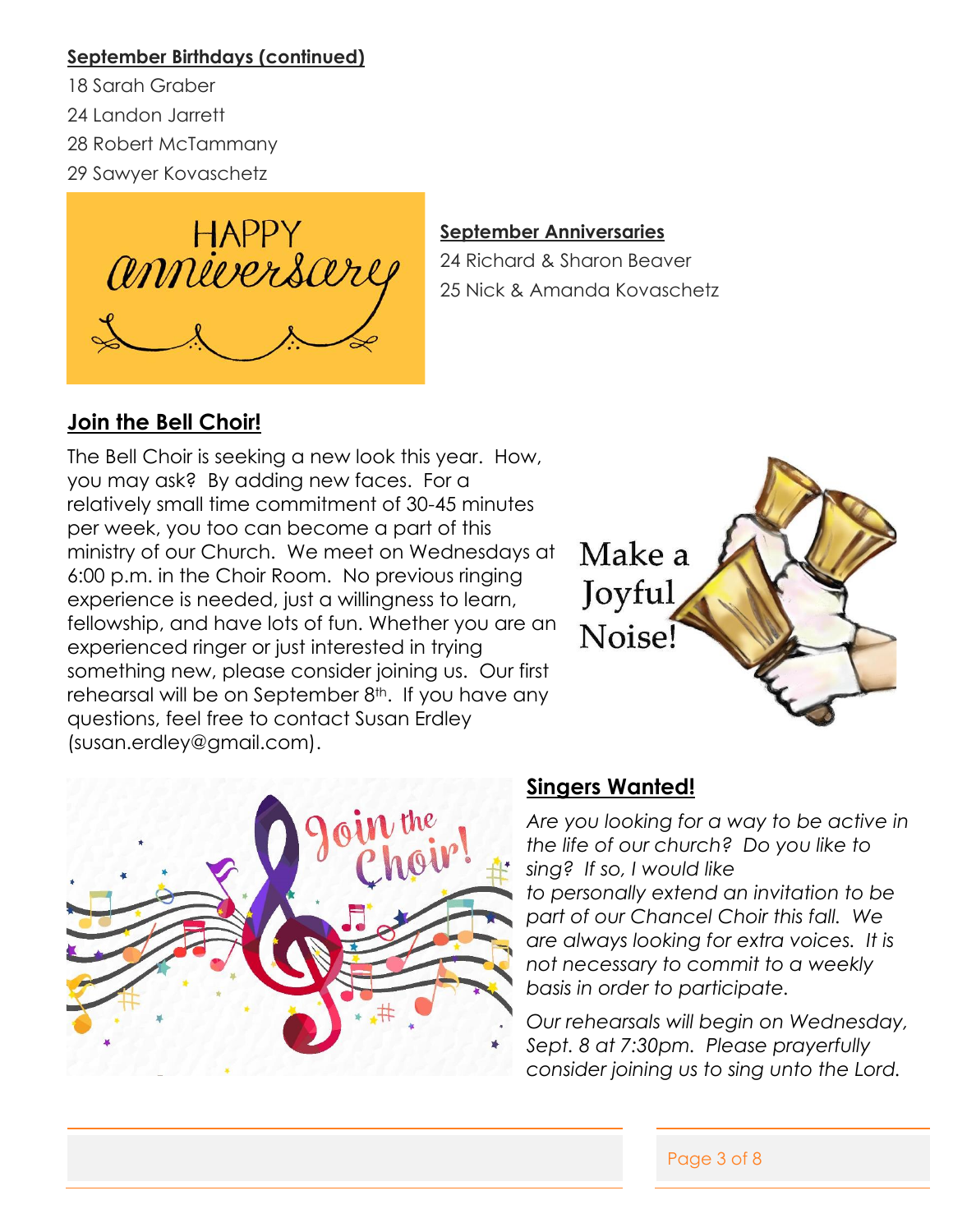**September Birthdays (continued)**

18 Sarah Graber

24 Landon Jarrett

28 Robert McTammany

29 Sawyer Kovaschetz

**September Anniversaries**

24 Richard & Sharon Beaver

25 Nick & Amanda Kovaschetz

## Join the Bell Choir!

The Bell Choir is seeking a new look this year. How, you may ask? By adding new faces. For a relatively small time commitment of 30-45 minutes per week, you too can become a part of this ministry of our Church. We meet on Wednesdays at 6:00 p.m. in the Choir Room. No previous ringing experience is needed, just a willingness to learn, fellowship, and have lots of fun. Whether you are an experienced ringer or just interested in trying something new, please consider joining us. Our first rehearsal will be on September 8th. If you have any questions, feel free to contact Susan Erdley (susan.erdley@gmail.com).

## Singers Wanted!

*Are you looking for a way to be active in the life of our church? Do you like to sing? If so, I would like to personally extend an invitation to be part of our Chancel Choir this fall. We are always looking for extra voices. It is not necessary to commit to a weekly basis in order to participate.*

*Our rehearsals will begin on Wednesday, Sept. 8 at 7:30pm. Please prayerfully consider joining us to sing unto the Lord.*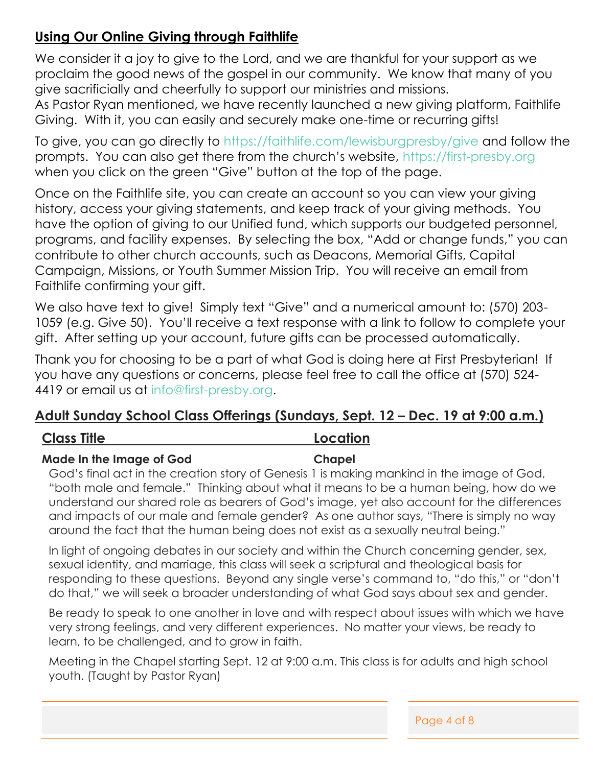## Using Our Online Giving through Faithlife

We consider it a joy to give to the Lord, and we are thankful for your support as we proclaim the good news of the gospel in our community. We know that many of you give sacrificially and cheerfully to support our ministries and missions.
As Pastor Ryan mentioned, we have recently launched a new giving platform, Faithlife Giving. With it, you can easily and securely make one-time or recurring gifts!

To give, you can go directly to https://faithlife.com/lewisburgpresby/give and follow the prompts. You can also get there from the church's website, https://first-presby.org when you click on the green "Give" button at the top of the page.

Once on the Faithlife site, you can create an account so you can view your giving history, access your giving statements, and keep track of your giving methods. You have the option of giving to our Unified fund, which supports our budgeted personnel, programs, and facility expenses. By selecting the box, "Add or change funds," you can contribute to other church accounts, such as Deacons, Memorial Gifts, Capital Campaign, Missions, or Youth Summer Mission Trip. You will receive an email from Faithlife confirming your gift.

We also have text to give! Simply text "Give" and a numerical amount to: (570) 203-1059 (e.g. Give 50). You'll receive a text response with a link to follow to complete your gift. After setting up your account, future gifts can be processed automatically.

Thank you for choosing to be a part of what God is doing here at First Presbyterian! If you have any questions or concerns, please feel free to call the office at (570) 524-4419 or email us at info@first-presby.org.

## Adult Sunday School Class Offerings (Sundays, Sept. 12 – Dec. 19 at 9:00 a.m.)

| Class Title | Location |
|---|---|
| **Made In the Image of God** | **Chapel** |

God's final act in the creation story of Genesis 1 is making mankind in the image of God, "both male and female." Thinking about what it means to be a human being, how do we understand our shared role as bearers of God's image, yet also account for the differences and impacts of our male and female gender? As one author says, "There is simply no way around the fact that the human being does not exist as a sexually neutral being."

In light of ongoing debates in our society and within the Church concerning gender, sex, sexual identity, and marriage, this class will seek a scriptural and theological basis for responding to these questions. Beyond any single verse's command to, "do this," or "don't do that," we will seek a broader understanding of what God says about sex and gender.

Be ready to speak to one another in love and with respect about issues with which we have very strong feelings, and very different experiences. No matter your views, be ready to learn, to be challenged, and to grow in faith.

Meeting in the Chapel starting Sept. 12 at 9:00 a.m. This class is for adults and high school youth. (Taught by Pastor Ryan)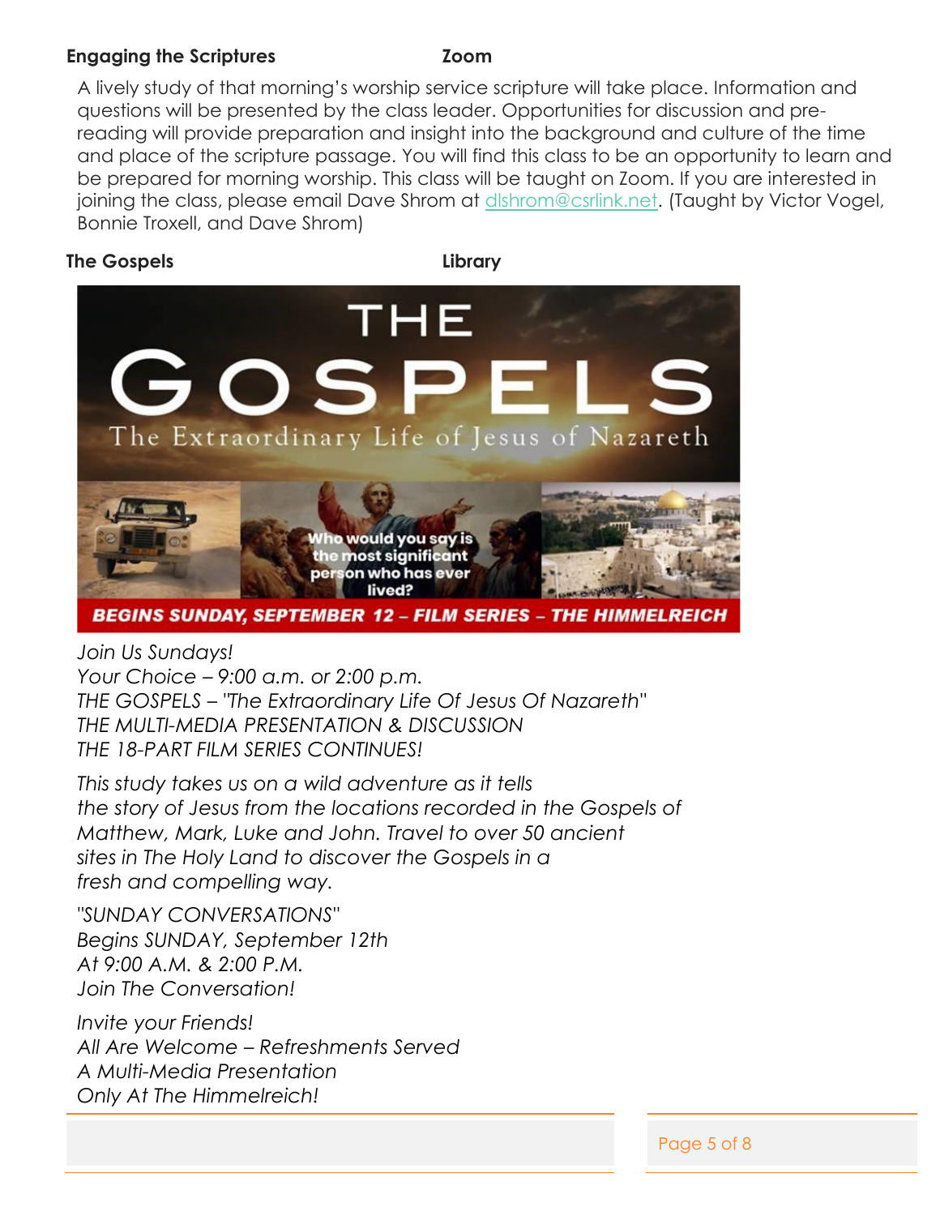**Engaging the Scriptures** **Zoom**

A lively study of that morning's worship service scripture will take place. Information and questions will be presented by the class leader. Opportunities for discussion and pre-reading will provide preparation and insight into the background and culture of the time and place of the scripture passage. You will find this class to be an opportunity to learn and be prepared for morning worship. This class will be taught on Zoom. If you are interested in joining the class, please email Dave Shrom at dlshrom@csrlink.net. (Taught by Victor Vogel, Bonnie Troxell, and Dave Shrom)

**The Gospels** **Library**

THE GOSPELS

The Extraordinary Life of Jesus of Nazareth

Who would you say is the most significant person who has ever lived?

**BEGINS SUNDAY, SEPTEMBER 12 – FILM SERIES – THE HIMMELREICH**

*Join Us Sundays!*
*Your Choice – 9:00 a.m. or 2:00 p.m.*
*THE GOSPELS – "The Extraordinary Life Of Jesus Of Nazareth"*
*THE MULTI-MEDIA PRESENTATION & DISCUSSION*
*THE 18-PART FILM SERIES CONTINUES!*

*This study takes us on a wild adventure as it tells the story of Jesus from the locations recorded in the Gospels of Matthew, Mark, Luke and John. Travel to over 50 ancient sites in The Holy Land to discover the Gospels in a fresh and compelling way.*

*"SUNDAY CONVERSATIONS"*
*Begins SUNDAY, September 12th*
*At 9:00 A.M. & 2:00 P.M.*
*Join The Conversation!*

*Invite your Friends!*
*All Are Welcome – Refreshments Served*
*A Multi-Media Presentation*
*Only At The Himmelreich!*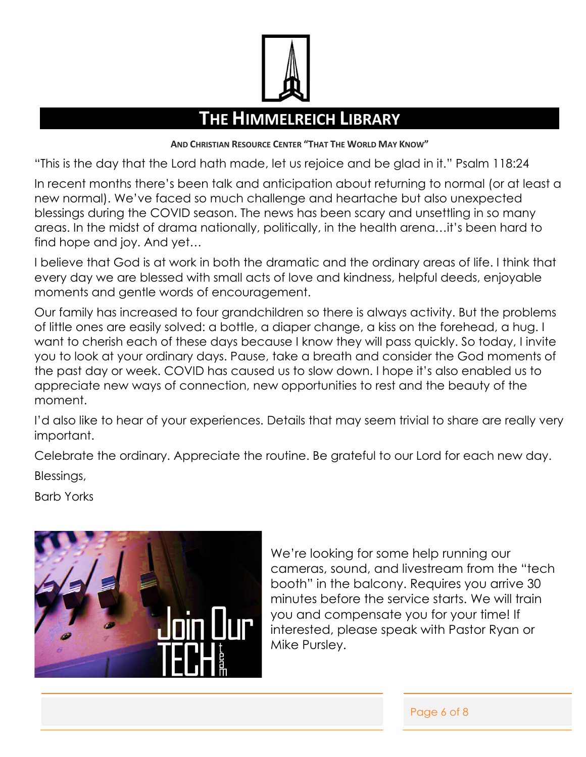# THE HIMMELREICH LIBRARY

**AND CHRISTIAN RESOURCE CENTER "THAT THE WORLD MAY KNOW"**

"This is the day that the Lord hath made, let us rejoice and be glad in it." Psalm 118:24

In recent months there's been talk and anticipation about returning to normal (or at least a new normal). We've faced so much challenge and heartache but also unexpected blessings during the COVID season. The news has been scary and unsettling in so many areas. In the midst of drama nationally, politically, in the health arena…it's been hard to find hope and joy. And yet…

I believe that God is at work in both the dramatic and the ordinary areas of life. I think that every day we are blessed with small acts of love and kindness, helpful deeds, enjoyable moments and gentle words of encouragement.

Our family has increased to four grandchildren so there is always activity. But the problems of little ones are easily solved: a bottle, a diaper change, a kiss on the forehead, a hug. I want to cherish each of these days because I know they will pass quickly. So today, I invite you to look at your ordinary days. Pause, take a breath and consider the God moments of the past day or week. COVID has caused us to slow down. I hope it's also enabled us to appreciate new ways of connection, new opportunities to rest and the beauty of the moment.

I'd also like to hear of your experiences. Details that may seem trivial to share are really very important.

Celebrate the ordinary. Appreciate the routine. Be grateful to our Lord for each new day.

Blessings,

Barb Yorks

Join Our TECH team

We're looking for some help running our cameras, sound, and livestream from the "tech booth" in the balcony. Requires you arrive 30 minutes before the service starts. We will train you and compensate you for your time! If interested, please speak with Pastor Ryan or Mike Pursley.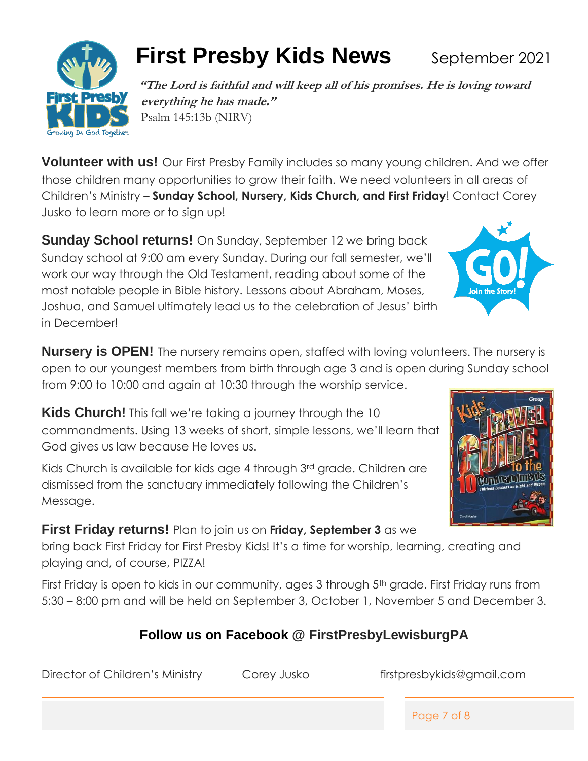# First Presby Kids News

September 2021

***"The Lord is faithful and will keep all of his promises. He is loving toward everything he has made."***
Psalm 145:13b (NIRV)

**Volunteer with us!** Our First Presby Family includes so many young children. And we offer those children many opportunities to grow their faith. We need volunteers in all areas of Children's Ministry – **Sunday School, Nursery, Kids Church, and First Friday**! Contact Corey Jusko to learn more or to sign up!

**Sunday School returns!** On Sunday, September 12 we bring back Sunday school at 9:00 am every Sunday. During our fall semester, we'll work our way through the Old Testament, reading about some of the most notable people in Bible history. Lessons about Abraham, Moses, Joshua, and Samuel ultimately lead us to the celebration of Jesus' birth in December!

**Nursery is OPEN!** The nursery remains open, staffed with loving volunteers. The nursery is open to our youngest members from birth through age 3 and is open during Sunday school from 9:00 to 10:00 and again at 10:30 through the worship service.

**Kids Church!** This fall we're taking a journey through the 10 commandments. Using 13 weeks of short, simple lessons, we'll learn that God gives us law because He loves us.

Kids Church is available for kids age 4 through 3rd grade. Children are dismissed from the sanctuary immediately following the Children's Message.

**First Friday returns!** Plan to join us on **Friday, September 3** as we bring back First Friday for First Presby Kids! It's a time for worship, learning, creating and playing and, of course, PIZZA!

First Friday is open to kids in our community, ages 3 through 5th grade. First Friday runs from 5:30 – 8:00 pm and will be held on September 3, October 1, November 5 and December 3.

**Follow us on Facebook @ FirstPresbyLewisburgPA**

Director of Children's Ministry Corey Jusko firstpresbykids@gmail.com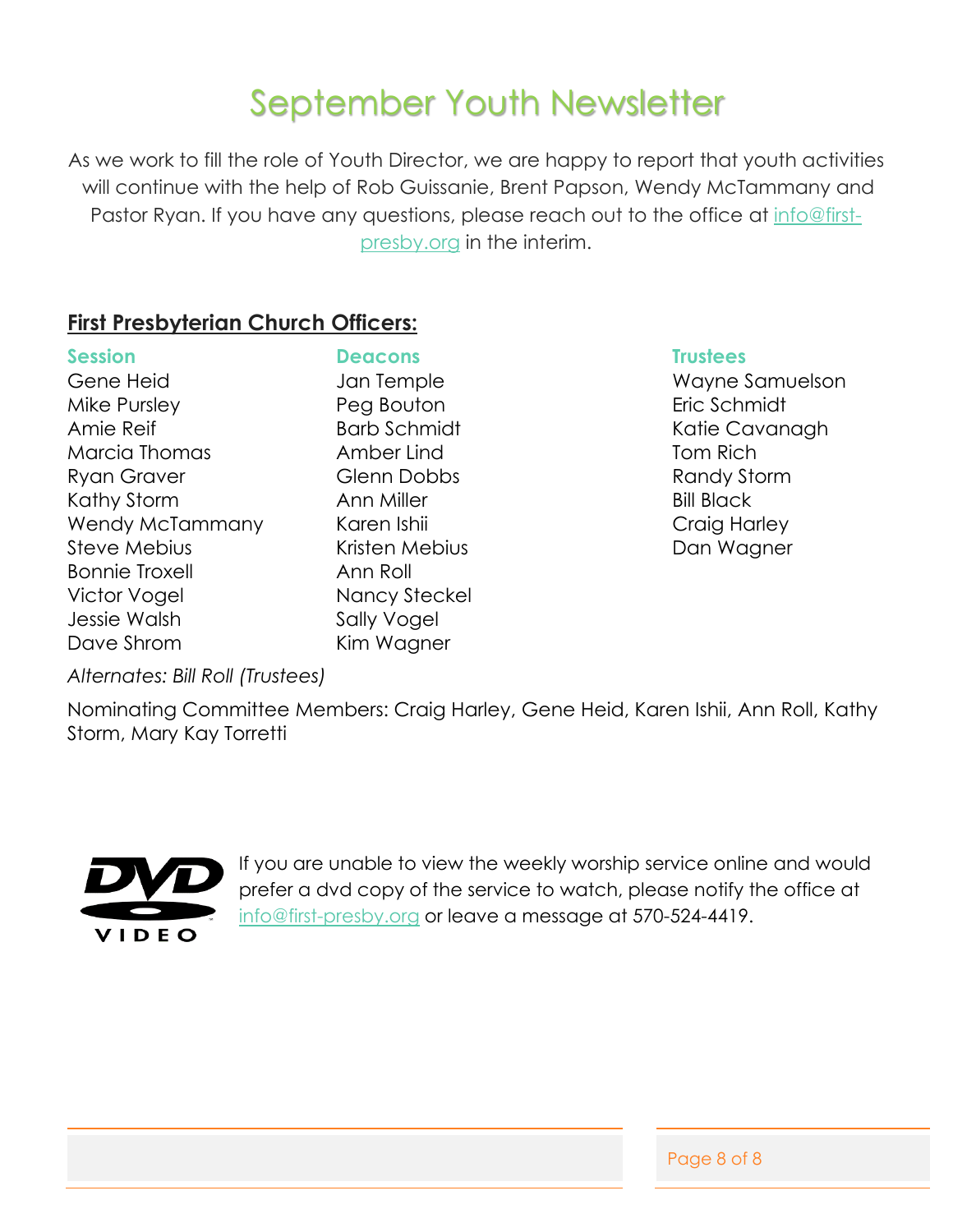# September Youth Newsletter

As we work to fill the role of Youth Director, we are happy to report that youth activities will continue with the help of Rob Guissanie, Brent Papson, Wendy McTammany and Pastor Ryan. If you have any questions, please reach out to the office at info@first-presby.org in the interim.

## First Presbyterian Church Officers:

**Session**
Gene Heid
Mike Pursley
Amie Reif
Marcia Thomas
Ryan Graver
Kathy Storm
Wendy McTammany
Steve Mebius
Bonnie Troxell
Victor Vogel
Jessie Walsh
Dave Shrom

**Deacons**
Jan Temple
Peg Bouton
Barb Schmidt
Amber Lind
Glenn Dobbs
Ann Miller
Karen Ishii
Kristen Mebius
Ann Roll
Nancy Steckel
Sally Vogel
Kim Wagner

**Trustees**
Wayne Samuelson
Eric Schmidt
Katie Cavanagh
Tom Rich
Randy Storm
Bill Black
Craig Harley
Dan Wagner

*Alternates: Bill Roll (Trustees)*

Nominating Committee Members: Craig Harley, Gene Heid, Karen Ishii, Ann Roll, Kathy Storm, Mary Kay Torretti

If you are unable to view the weekly worship service online and would prefer a dvd copy of the service to watch, please notify the office at info@first-presby.org or leave a message at 570-524-4419.